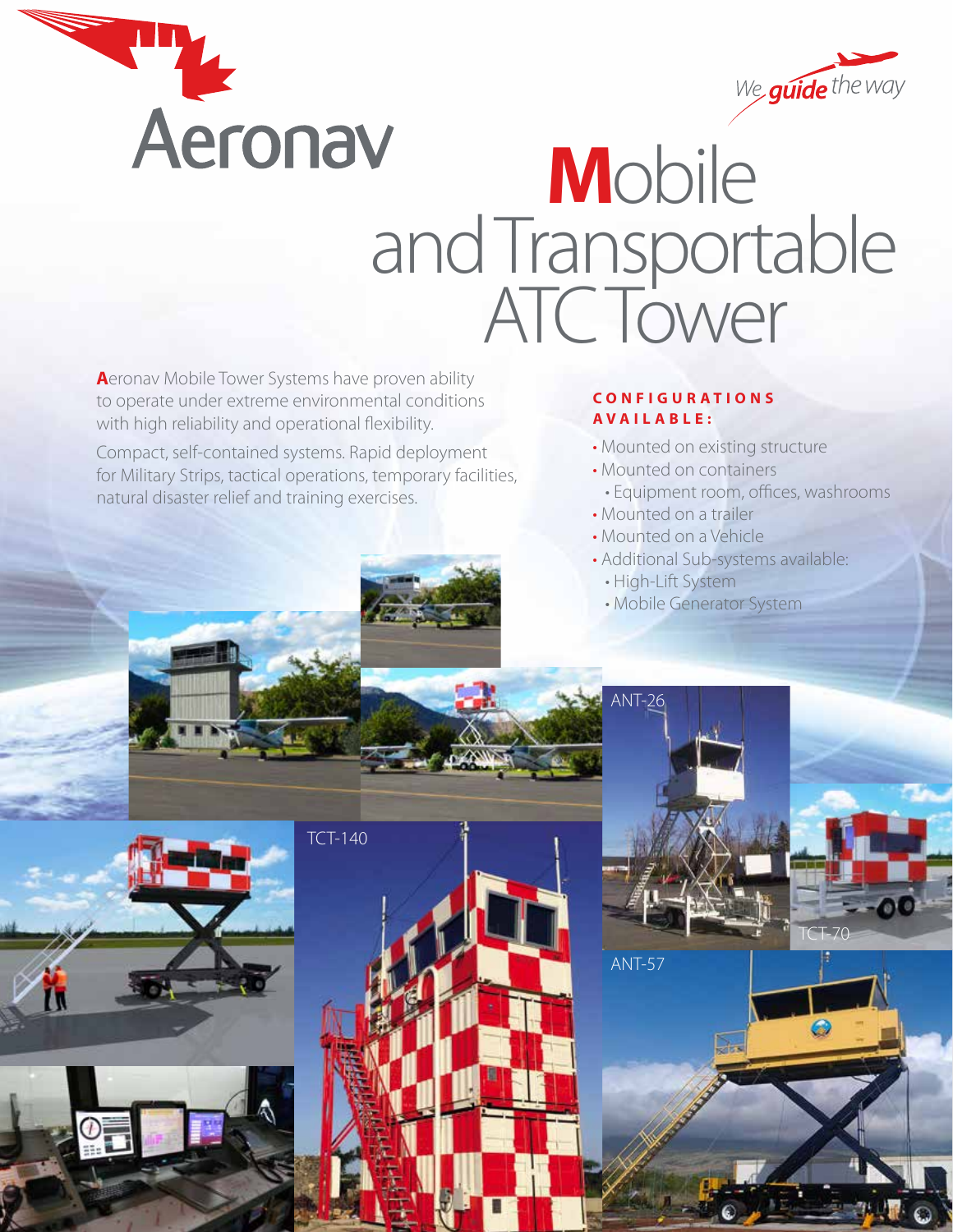Aeronav

*We guide the way*

# Mobile and Transportable ATC Tower

**A**eronav Mobile Tower Systems have proven ability to operate under extreme environmental conditions with high reliability and operational flexibility.

Compact, self-contained systems. Rapid deployment for Military Strips, tactical operations, temporary facilities, natural disaster relief and training exercises.

## CONFIGURATIONS AVAILABLE:

- Mounted on existing structure
- Mounted on containers
  - Equipment room, offices, washrooms
- Mounted on a trailer
- Mounted on a Vehicle
- Additional Sub-systems available:
  - High-Lift System
  - Mobile Generator System

ANT-26

TCT-140

TCT-70

ANT-57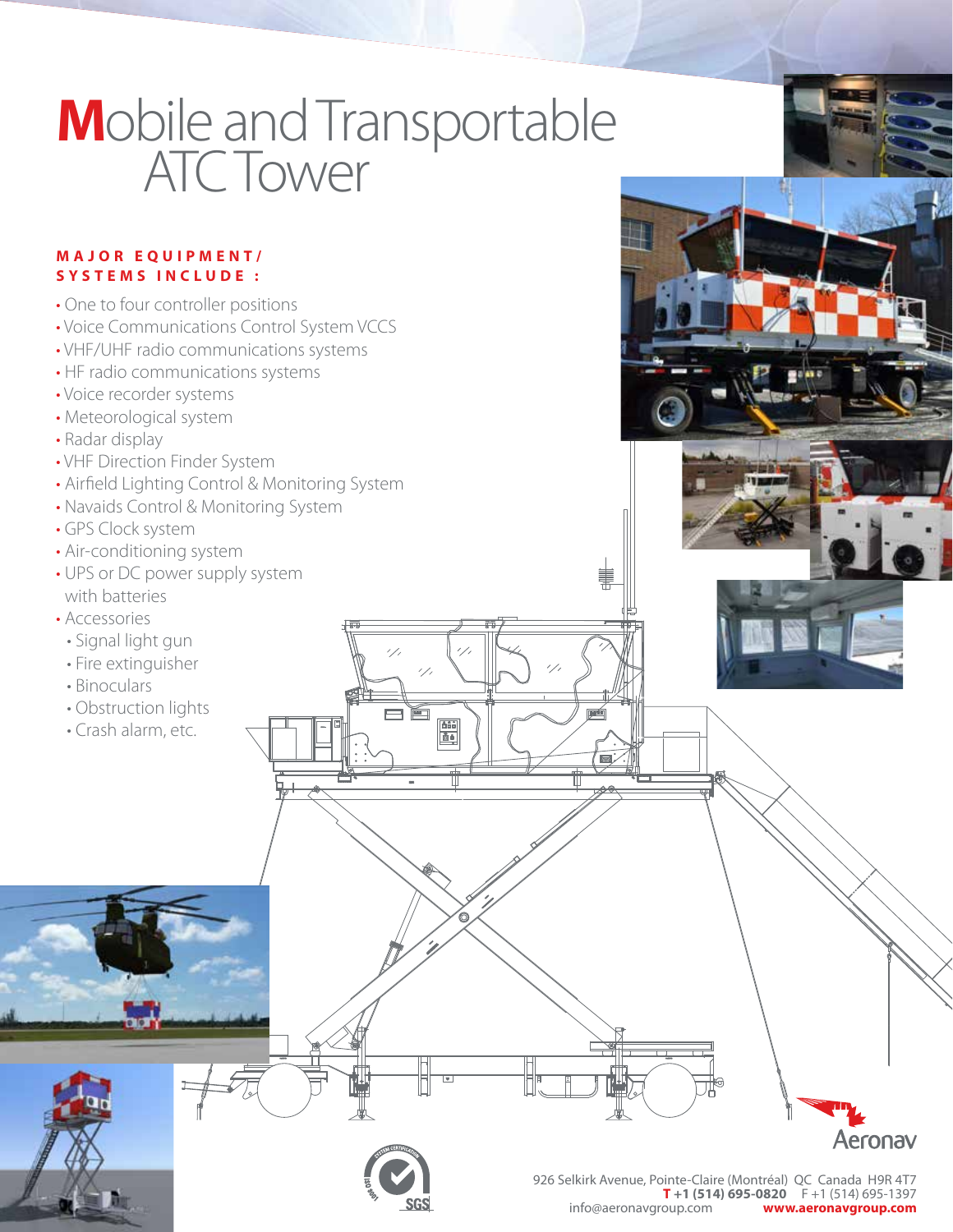# Mobile and Transportable ATC Tower

**MAJOR EQUIPMENT/ SYSTEMS INCLUDE :**

- One to four controller positions
- Voice Communications Control System VCCS
- VHF/UHF radio communications systems
- HF radio communications systems
- Voice recorder systems
- Meteorological system
- Radar display
- VHF Direction Finder System
- Airfield Lighting Control & Monitoring System
- Navaids Control & Monitoring System
- GPS Clock system
- Air-conditioning system
- UPS or DC power supply system with batteries
- Accessories
  - Signal light gun
  - Fire extinguisher
  - Binoculars
  - Obstruction lights
  - Crash alarm, etc.

Aeronav

926 Selkirk Avenue, Pointe-Claire (Montréal) QC Canada H9R 4T7
**T +1 (514) 695-0820** F +1 (514) 695-1397
info@aeronavgroup.com **www.aeronavgroup.com**